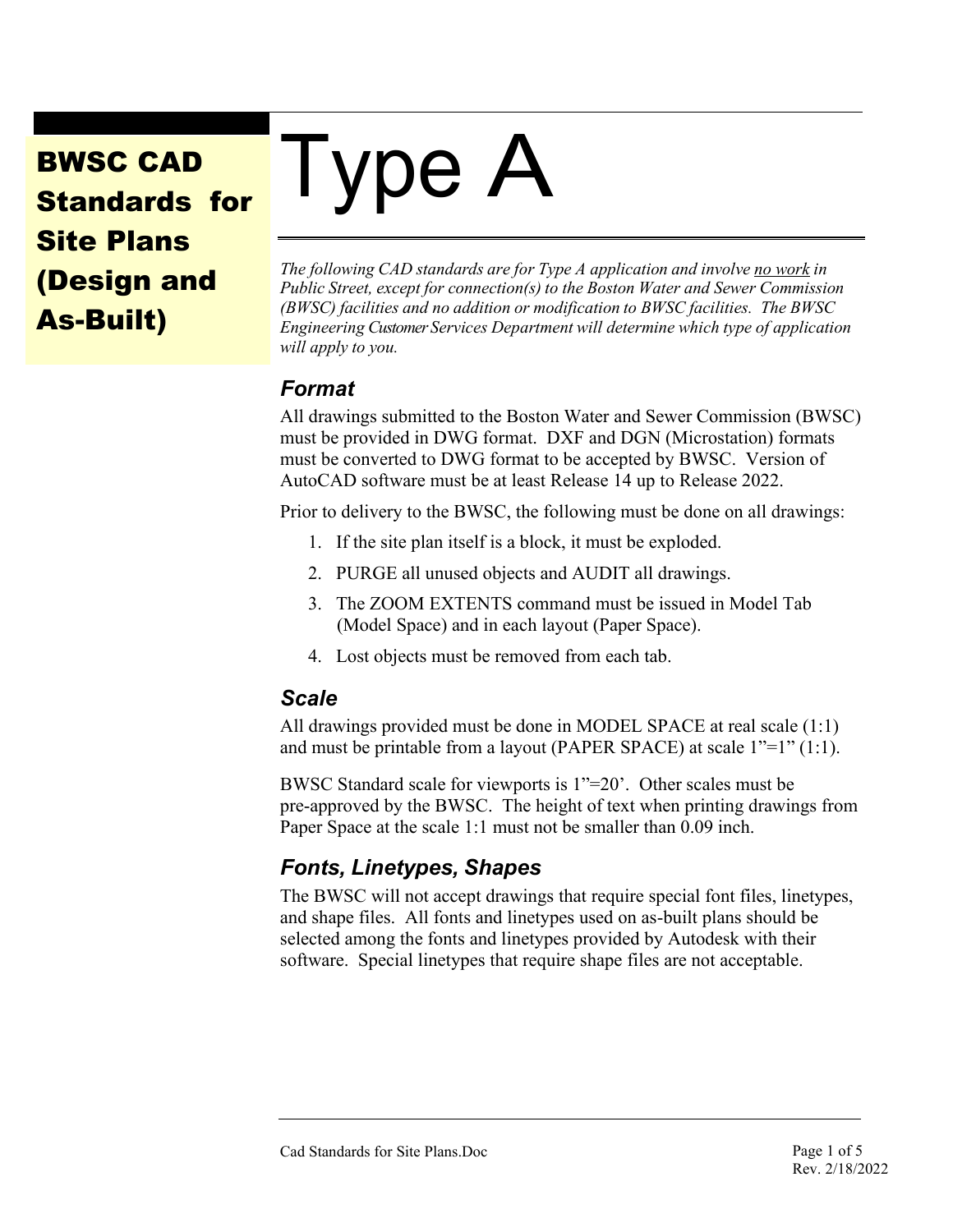# BWSC CAD Standards for Site Plans (Design and As-Built)

# Type A

*The following CAD standards are for Type A application and involve no work in Public Street, except for connection(s) to the Boston Water and Sewer Commission (BWSC) facilities and no addition or modification to BWSC facilities. The BWSC Engineering Customer Services Department will determine which type of application will apply to you.*

## *Format*

All drawings submitted to the Boston Water and Sewer Commission (BWSC) must be provided in DWG format. DXF and DGN (Microstation) formats must be converted to DWG format to be accepted by BWSC. Version of AutoCAD software must be at least Release 14 up to Release 2022.

Prior to delivery to the BWSC, the following must be done on all drawings:

1. If the site plan itself is a block, it must be exploded.
2. PURGE all unused objects and AUDIT all drawings.
3. The ZOOM EXTENTS command must be issued in Model Tab (Model Space) and in each layout (Paper Space).
4. Lost objects must be removed from each tab.

## *Scale*

All drawings provided must be done in MODEL SPACE at real scale (1:1) and must be printable from a layout (PAPER SPACE) at scale 1"=1" (1:1).

BWSC Standard scale for viewports is 1"=20'. Other scales must be pre-approved by the BWSC. The height of text when printing drawings from Paper Space at the scale 1:1 must not be smaller than 0.09 inch.

## *Fonts, Linetypes, Shapes*

The BWSC will not accept drawings that require special font files, linetypes, and shape files. All fonts and linetypes used on as-built plans should be selected among the fonts and linetypes provided by Autodesk with their software. Special linetypes that require shape files are not acceptable.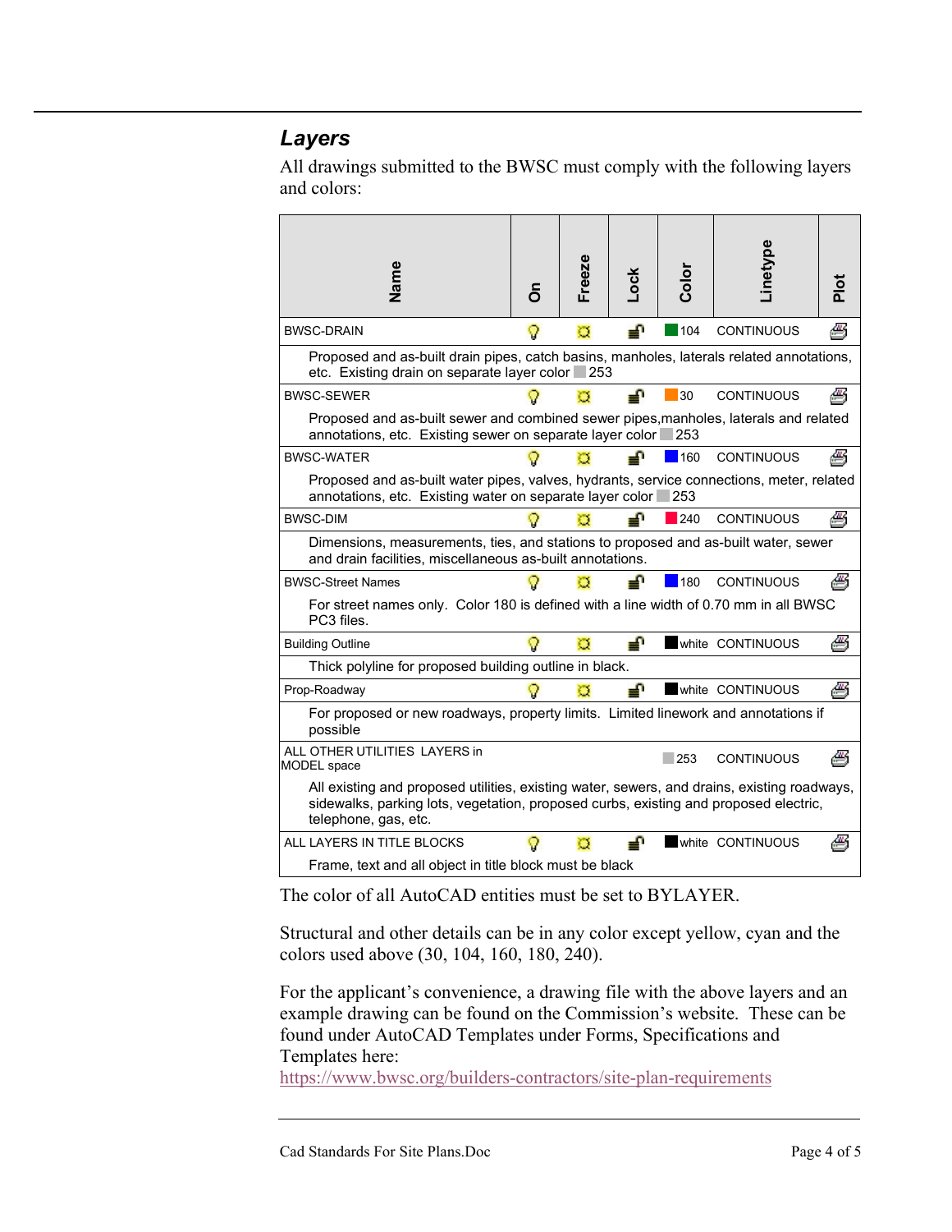## *Layers*

All drawings submitted to the BWSC must comply with the following layers and colors:

| Name | On | Freeze | Lock | Color | Linetype | Plot |
|---|---|---|---|---|---|---|
| BWSC-DRAIN | | | | 104 | CONTINUOUS | |
| Proposed and as-built drain pipes, catch basins, manholes, laterals related annotations, etc. Existing drain on separate layer color 253 | | | | | | |
| BWSC-SEWER | | | | 30 | CONTINUOUS | |
| Proposed and as-built sewer and combined sewer pipes,manholes, laterals and related annotations, etc. Existing sewer on separate layer color 253 | | | | | | |
| BWSC-WATER | | | | 160 | CONTINUOUS | |
| Proposed and as-built water pipes, valves, hydrants, service connections, meter, related annotations, etc. Existing water on separate layer color 253 | | | | | | |
| BWSC-DIM | | | | 240 | CONTINUOUS | |
| Dimensions, measurements, ties, and stations to proposed and as-built water, sewer and drain facilities, miscellaneous as-built annotations. | | | | | | |
| BWSC-Street Names | | | | 180 | CONTINUOUS | |
| For street names only. Color 180 is defined with a line width of 0.70 mm in all BWSC PC3 files. | | | | | | |
| Building Outline | | | | white | CONTINUOUS | |
| Thick polyline for proposed building outline in black. | | | | | | |
| Prop-Roadway | | | | white | CONTINUOUS | |
| For proposed or new roadways, property limits. Limited linework and annotations if possible | | | | | | |
| ALL OTHER UTILITIES LAYERS in MODEL space | | | | 253 | CONTINUOUS | |
| All existing and proposed utilities, existing water, sewers, and drains, existing roadways, sidewalks, parking lots, vegetation, proposed curbs, existing and proposed electric, telephone, gas, etc. | | | | | | |
| ALL LAYERS IN TITLE BLOCKS | | | | white | CONTINUOUS | |
| Frame, text and all object in title block must be black | | | | | | |

The color of all AutoCAD entities must be set to BYLAYER.

Structural and other details can be in any color except yellow, cyan and the colors used above (30, 104, 160, 180, 240).

For the applicant's convenience, a drawing file with the above layers and an example drawing can be found on the Commission's website. These can be found under AutoCAD Templates under Forms, Specifications and Templates here:
https://www.bwsc.org/builders-contractors/site-plan-requirements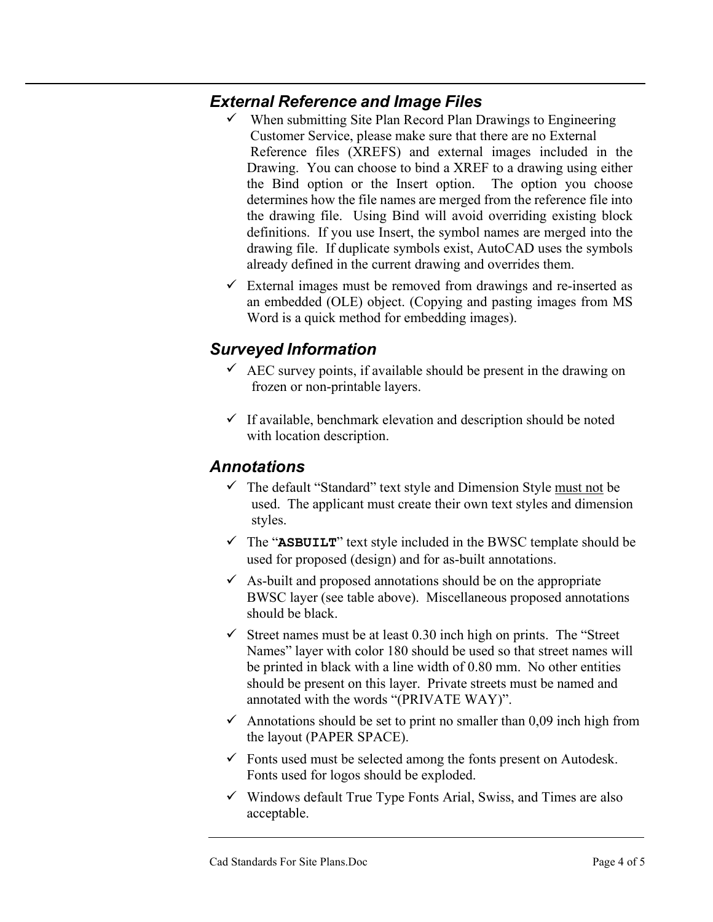## *External Reference and Image Files*

- ✓ When submitting Site Plan Record Plan Drawings to Engineering Customer Service, please make sure that there are no External Reference files (XREFS) and external images included in the Drawing. You can choose to bind a XREF to a drawing using either the Bind option or the Insert option. The option you choose determines how the file names are merged from the reference file into the drawing file. Using Bind will avoid overriding existing block definitions. If you use Insert, the symbol names are merged into the drawing file. If duplicate symbols exist, AutoCAD uses the symbols already defined in the current drawing and overrides them.
- ✓ External images must be removed from drawings and re-inserted as an embedded (OLE) object. (Copying and pasting images from MS Word is a quick method for embedding images).

## *Surveyed Information*

- ✓ AEC survey points, if available should be present in the drawing on frozen or non-printable layers.
- ✓ If available, benchmark elevation and description should be noted with location description.

## *Annotations*

- ✓ The default "Standard" text style and Dimension Style <u>must not</u> be used. The applicant must create their own text styles and dimension styles.
- ✓ The "**`ASBUILT`**" text style included in the BWSC template should be used for proposed (design) and for as-built annotations.
- ✓ As-built and proposed annotations should be on the appropriate BWSC layer (see table above). Miscellaneous proposed annotations should be black.
- ✓ Street names must be at least 0.30 inch high on prints. The "Street Names" layer with color 180 should be used so that street names will be printed in black with a line width of 0.80 mm. No other entities should be present on this layer. Private streets must be named and annotated with the words "(PRIVATE WAY)".
- ✓ Annotations should be set to print no smaller than 0,09 inch high from the layout (PAPER SPACE).
- ✓ Fonts used must be selected among the fonts present on Autodesk. Fonts used for logos should be exploded.
- ✓ Windows default True Type Fonts Arial, Swiss, and Times are also acceptable.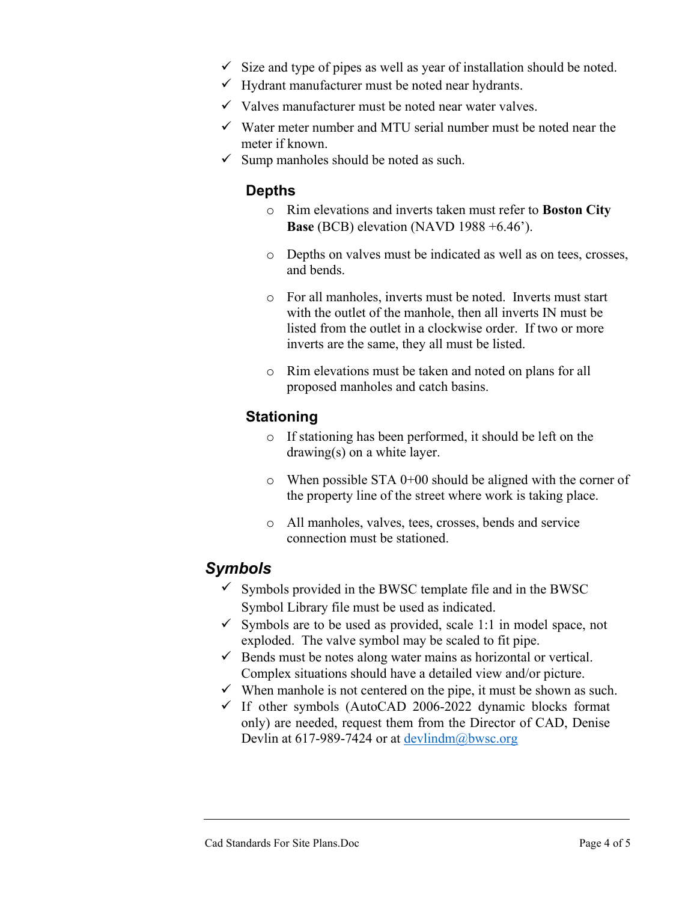- ✓ Size and type of pipes as well as year of installation should be noted.
- ✓ Hydrant manufacturer must be noted near hydrants.
- ✓ Valves manufacturer must be noted near water valves.
- ✓ Water meter number and MTU serial number must be noted near the meter if known.
- ✓ Sump manholes should be noted as such.

### Depths

- Rim elevations and inverts taken must refer to **Boston City Base** (BCB) elevation (NAVD 1988 +6.46').
- Depths on valves must be indicated as well as on tees, crosses, and bends.
- For all manholes, inverts must be noted. Inverts must start with the outlet of the manhole, then all inverts IN must be listed from the outlet in a clockwise order. If two or more inverts are the same, they all must be listed.
- Rim elevations must be taken and noted on plans for all proposed manholes and catch basins.

### Stationing

- If stationing has been performed, it should be left on the drawing(s) on a white layer.
- When possible STA 0+00 should be aligned with the corner of the property line of the street where work is taking place.
- All manholes, valves, tees, crosses, bends and service connection must be stationed.

## *Symbols*

- ✓ Symbols provided in the BWSC template file and in the BWSC Symbol Library file must be used as indicated.
- ✓ Symbols are to be used as provided, scale 1:1 in model space, not exploded. The valve symbol may be scaled to fit pipe.
- ✓ Bends must be notes along water mains as horizontal or vertical. Complex situations should have a detailed view and/or picture.
- ✓ When manhole is not centered on the pipe, it must be shown as such.
- ✓ If other symbols (AutoCAD 2006-2022 dynamic blocks format only) are needed, request them from the Director of CAD, Denise Devlin at 617-989-7424 or at devlindm@bwsc.org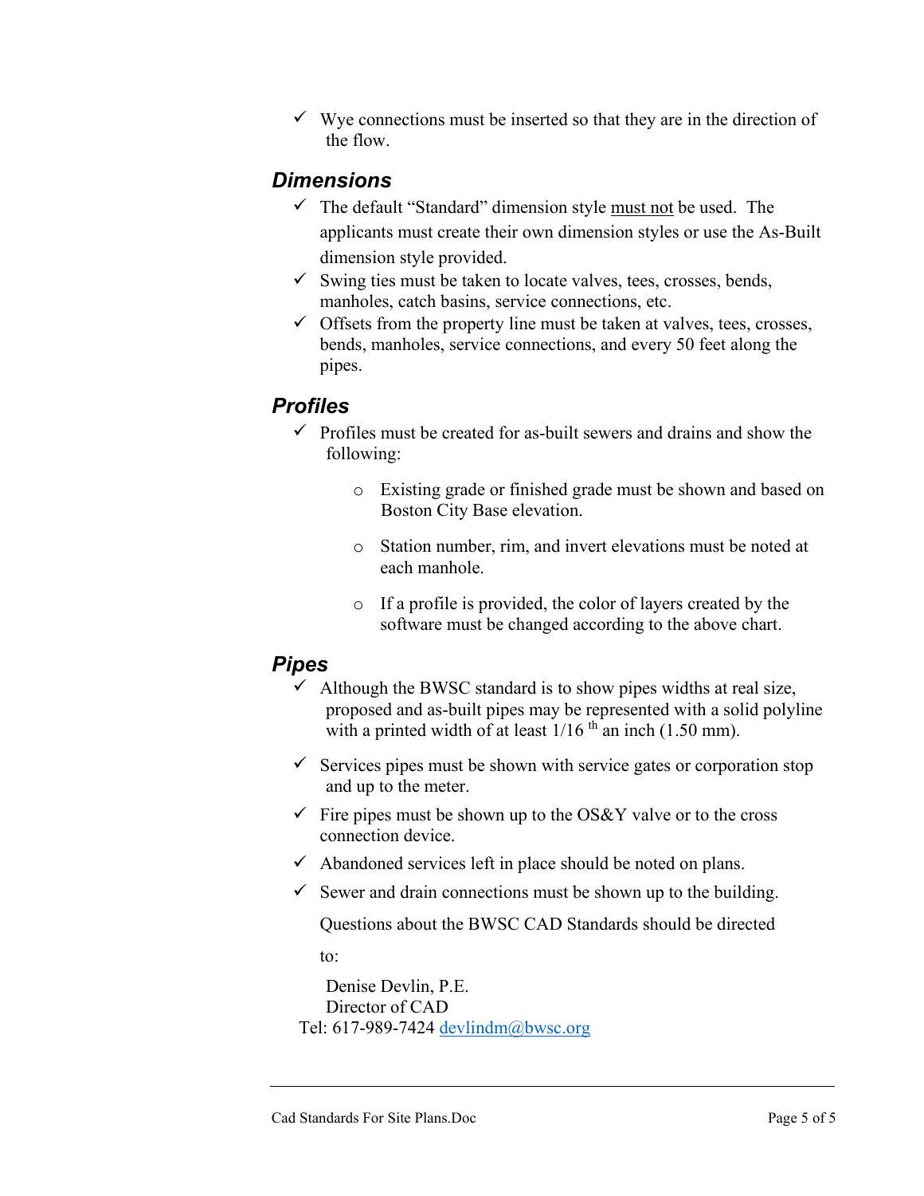- ✓ Wye connections must be inserted so that they are in the direction of the flow.

### *Dimensions*

- ✓ The default "Standard" dimension style <u>must not</u> be used. The applicants must create their own dimension styles or use the As-Built dimension style provided.
- ✓ Swing ties must be taken to locate valves, tees, crosses, bends, manholes, catch basins, service connections, etc.
- ✓ Offsets from the property line must be taken at valves, tees, crosses, bends, manholes, service connections, and every 50 feet along the pipes.

### *Profiles*

- ✓ Profiles must be created for as-built sewers and drains and show the following:
  - Existing grade or finished grade must be shown and based on Boston City Base elevation.
  - Station number, rim, and invert elevations must be noted at each manhole.
  - If a profile is provided, the color of layers created by the software must be changed according to the above chart.

### *Pipes*

- ✓ Although the BWSC standard is to show pipes widths at real size, proposed and as-built pipes may be represented with a solid polyline with a printed width of at least 1/16 th an inch (1.50 mm).
- ✓ Services pipes must be shown with service gates or corporation stop and up to the meter.
- ✓ Fire pipes must be shown up to the OS&Y valve or to the cross connection device.
- ✓ Abandoned services left in place should be noted on plans.
- ✓ Sewer and drain connections must be shown up to the building.

Questions about the BWSC CAD Standards should be directed to:

Denise Devlin, P.E.
Director of CAD
Tel: 617-989-7424 devlindm@bwsc.org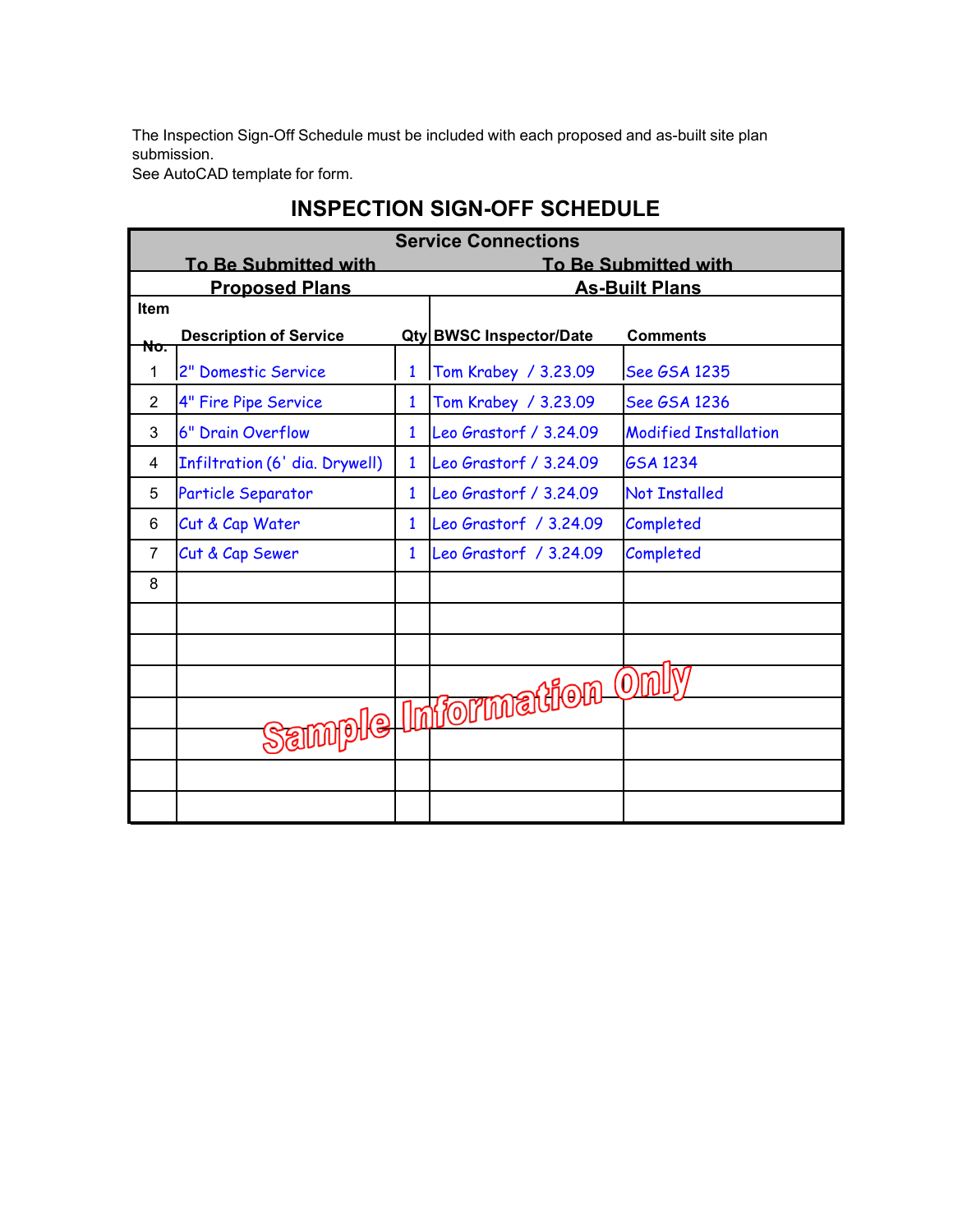The Inspection Sign-Off Schedule must be included with each proposed and as-built site plan submission.
See AutoCAD template for form.

# INSPECTION SIGN-OFF SCHEDULE

| Service Connections | | | | |
|---|---|---|---|---|
| To Be Submitted with Proposed Plans | | | To Be Submitted with As-Built Plans | |
| Item No. | Description of Service | Qty | BWSC Inspector/Date | Comments |
| 1 | 2" Domestic Service | 1 | Tom Krabey / 3.23.09 | See GSA 1235 |
| 2 | 4" Fire Pipe Service | 1 | Tom Krabey / 3.23.09 | See GSA 1236 |
| 3 | 6" Drain Overflow | 1 | Leo Grastorf / 3.24.09 | Modified Installation |
| 4 | Infiltration (6' dia. Drywell) | 1 | Leo Grastorf / 3.24.09 | GSA 1234 |
| 5 | Particle Separator | 1 | Leo Grastorf / 3.24.09 | Not Installed |
| 6 | Cut & Cap Water | 1 | Leo Grastorf / 3.24.09 | Completed |
| 7 | Cut & Cap Sewer | 1 | Leo Grastorf / 3.24.09 | Completed |
| 8 | | | | |
| | | | | |
| | | | | |
| | | | | |
| | | | | |
| | | | | |
| | | | | |
| | | | | |

Sample Information Only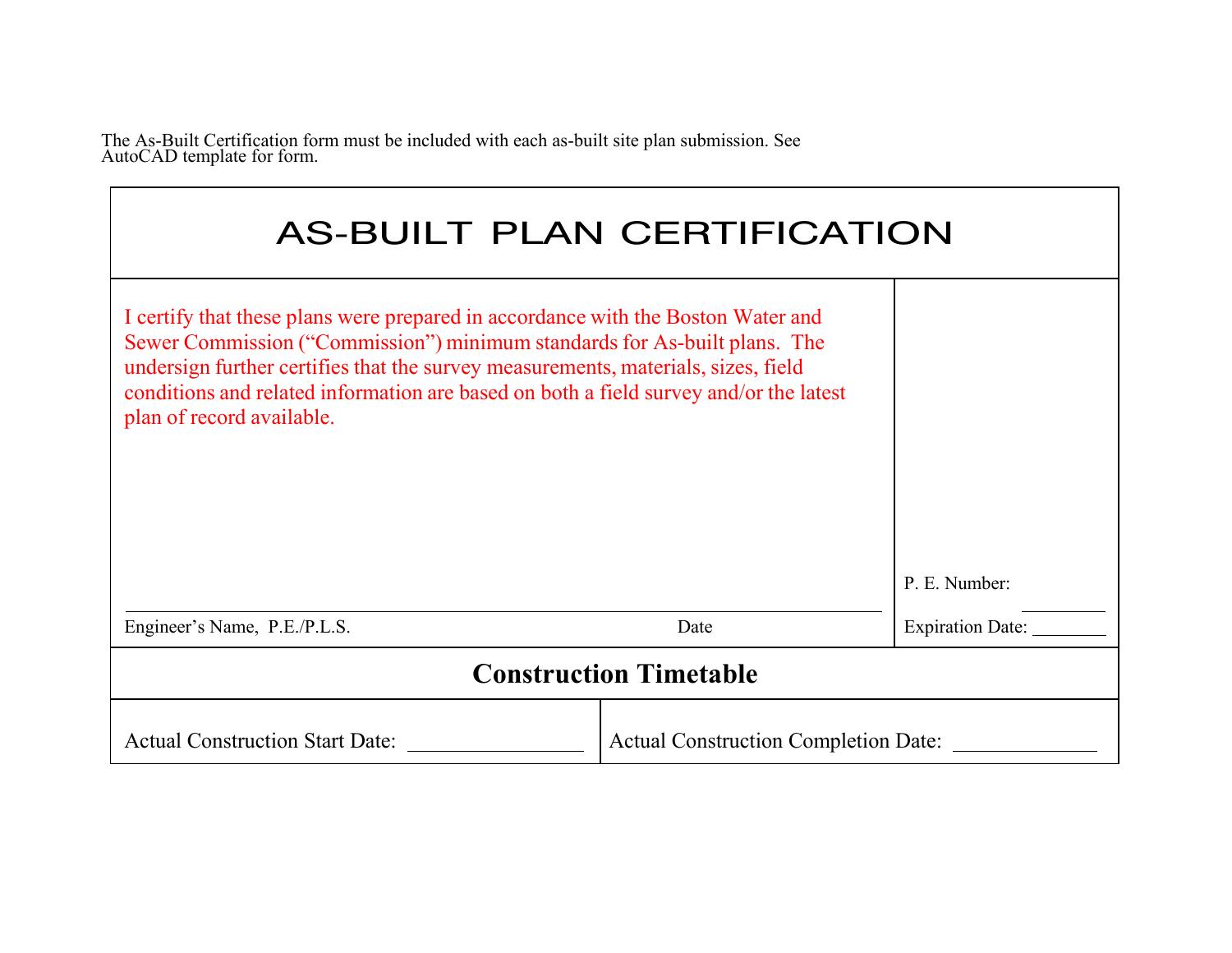The As-Built Certification form must be included with each as-built site plan submission. See AutoCAD template for form.

# AS-BUILT PLAN CERTIFICATION

I certify that these plans were prepared in accordance with the Boston Water and Sewer Commission ("Commission") minimum standards for As-built plans. The undersign further certifies that the survey measurements, materials, sizes, field conditions and related information are based on both a field survey and/or the latest plan of record available.

Engineer's Name, P.E./P.L.S. _______________ Date _______________

P. E. Number: ________

Expiration Date: ________

## Construction Timetable

Actual Construction Start Date: ________________

Actual Construction Completion Date: ______________